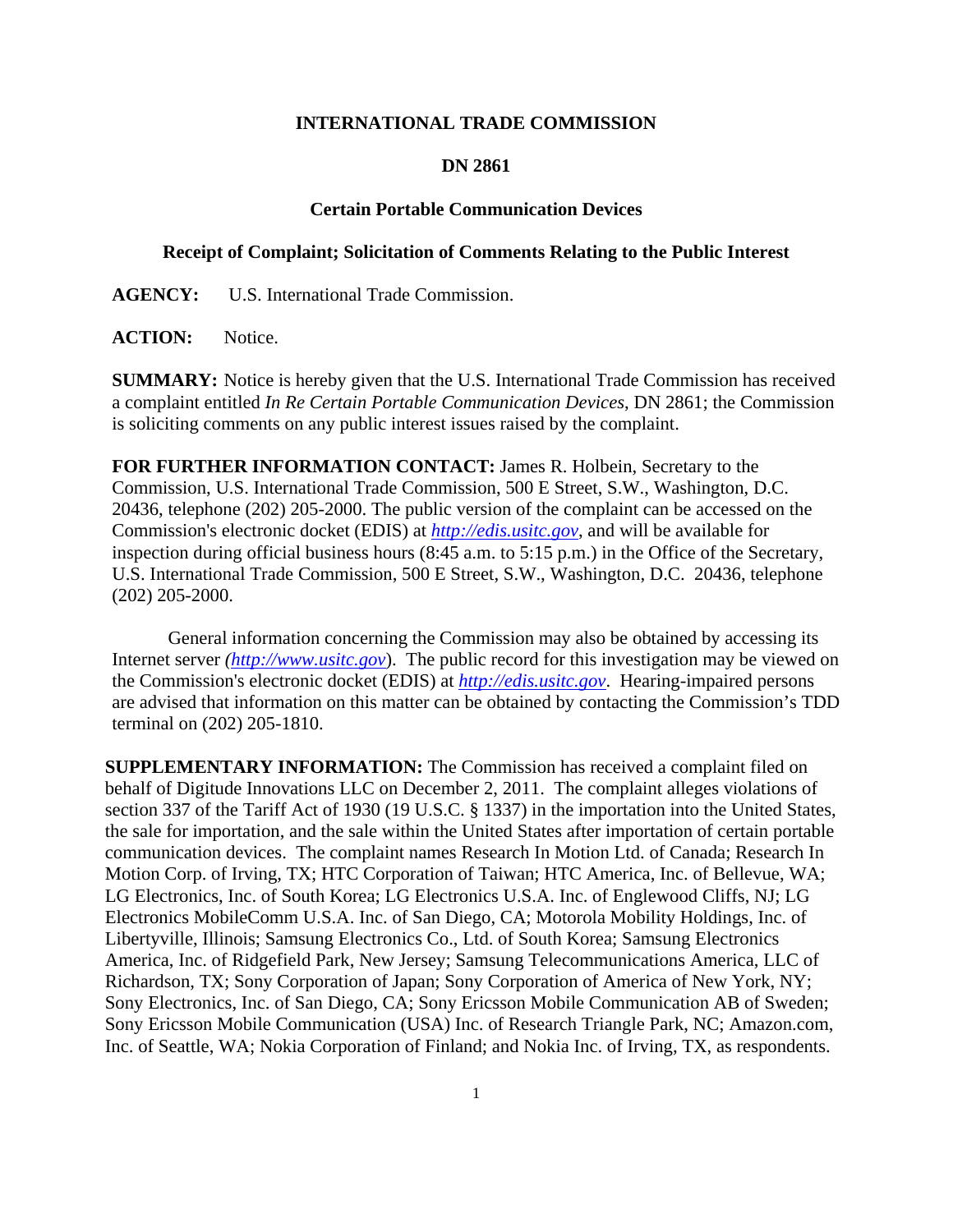**INTERNATIONAL TRADE COMMISSION**

**DN 2861**

**Certain Portable Communication Devices**

**Receipt of Complaint; Solicitation of Comments Relating to the Public Interest**

**AGENCY:** U.S. International Trade Commission.

**ACTION:** Notice.

**SUMMARY:** Notice is hereby given that the U.S. International Trade Commission has received a complaint entitled *In Re Certain Portable Communication Devices*, DN 2861; the Commission is soliciting comments on any public interest issues raised by the complaint.

**FOR FURTHER INFORMATION CONTACT:** James R. Holbein, Secretary to the Commission, U.S. International Trade Commission, 500 E Street, S.W., Washington, D.C. 20436, telephone (202) 205-2000. The public version of the complaint can be accessed on the Commission's electronic docket (EDIS) at *http://edis.usitc.gov*, and will be available for inspection during official business hours (8:45 a.m. to 5:15 p.m.) in the Office of the Secretary, U.S. International Trade Commission, 500 E Street, S.W., Washington, D.C. 20436, telephone (202) 205-2000.

General information concerning the Commission may also be obtained by accessing its Internet server *(http://www.usitc.gov)*. The public record for this investigation may be viewed on the Commission's electronic docket (EDIS) at *http://edis.usitc.gov*. Hearing-impaired persons are advised that information on this matter can be obtained by contacting the Commission's TDD terminal on (202) 205-1810.

**SUPPLEMENTARY INFORMATION:** The Commission has received a complaint filed on behalf of Digitude Innovations LLC on December 2, 2011. The complaint alleges violations of section 337 of the Tariff Act of 1930 (19 U.S.C. § 1337) in the importation into the United States, the sale for importation, and the sale within the United States after importation of certain portable communication devices. The complaint names Research In Motion Ltd. of Canada; Research In Motion Corp. of Irving, TX; HTC Corporation of Taiwan; HTC America, Inc. of Bellevue, WA; LG Electronics, Inc. of South Korea; LG Electronics U.S.A. Inc. of Englewood Cliffs, NJ; LG Electronics MobileComm U.S.A. Inc. of San Diego, CA; Motorola Mobility Holdings, Inc. of Libertyville, Illinois; Samsung Electronics Co., Ltd. of South Korea; Samsung Electronics America, Inc. of Ridgefield Park, New Jersey; Samsung Telecommunications America, LLC of Richardson, TX; Sony Corporation of Japan; Sony Corporation of America of New York, NY; Sony Electronics, Inc. of San Diego, CA; Sony Ericsson Mobile Communication AB of Sweden; Sony Ericsson Mobile Communication (USA) Inc. of Research Triangle Park, NC; Amazon.com, Inc. of Seattle, WA; Nokia Corporation of Finland; and Nokia Inc. of Irving, TX, as respondents.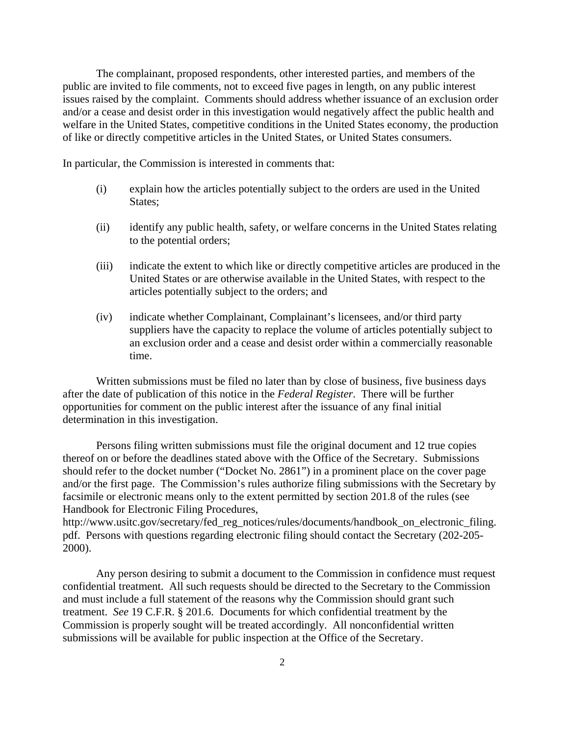The complainant, proposed respondents, other interested parties, and members of the public are invited to file comments, not to exceed five pages in length, on any public interest issues raised by the complaint. Comments should address whether issuance of an exclusion order and/or a cease and desist order in this investigation would negatively affect the public health and welfare in the United States, competitive conditions in the United States economy, the production of like or directly competitive articles in the United States, or United States consumers.

In particular, the Commission is interested in comments that:

(i) explain how the articles potentially subject to the orders are used in the United States;

(ii) identify any public health, safety, or welfare concerns in the United States relating to the potential orders;

(iii) indicate the extent to which like or directly competitive articles are produced in the United States or are otherwise available in the United States, with respect to the articles potentially subject to the orders; and

(iv) indicate whether Complainant, Complainant's licensees, and/or third party suppliers have the capacity to replace the volume of articles potentially subject to an exclusion order and a cease and desist order within a commercially reasonable time.

Written submissions must be filed no later than by close of business, five business days after the date of publication of this notice in the *Federal Register*. There will be further opportunities for comment on the public interest after the issuance of any final initial determination in this investigation.

Persons filing written submissions must file the original document and 12 true copies thereof on or before the deadlines stated above with the Office of the Secretary. Submissions should refer to the docket number ("Docket No. 2861") in a prominent place on the cover page and/or the first page. The Commission's rules authorize filing submissions with the Secretary by facsimile or electronic means only to the extent permitted by section 201.8 of the rules (see Handbook for Electronic Filing Procedures, http://www.usitc.gov/secretary/fed_reg_notices/rules/documents/handbook_on_electronic_filing.pdf. Persons with questions regarding electronic filing should contact the Secretary (202-205-2000).

Any person desiring to submit a document to the Commission in confidence must request confidential treatment. All such requests should be directed to the Secretary to the Commission and must include a full statement of the reasons why the Commission should grant such treatment. *See* 19 C.F.R. § 201.6. Documents for which confidential treatment by the Commission is properly sought will be treated accordingly. All nonconfidential written submissions will be available for public inspection at the Office of the Secretary.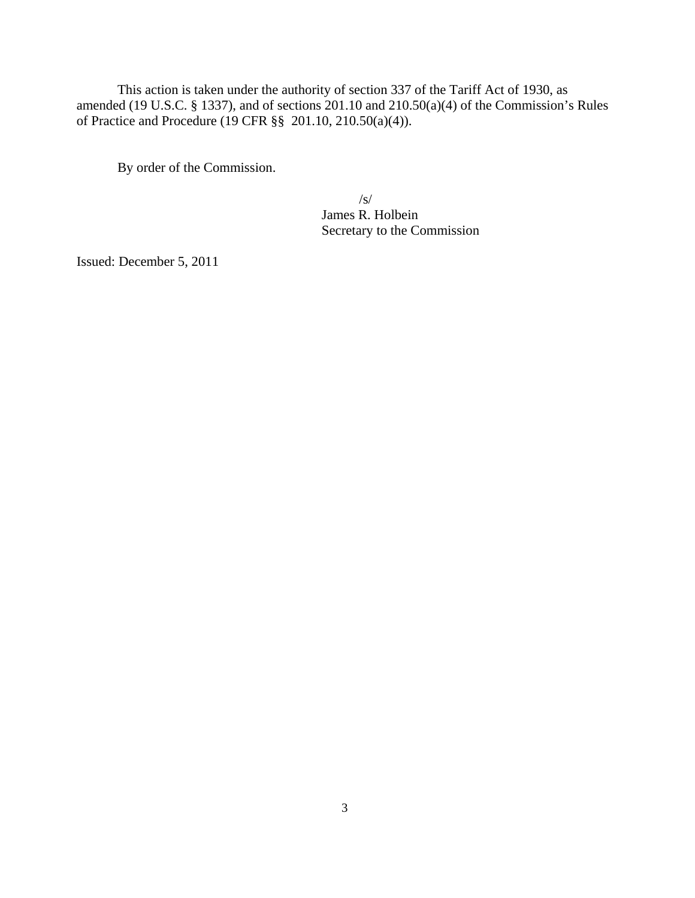This action is taken under the authority of section 337 of the Tariff Act of 1930, as amended (19 U.S.C. § 1337), and of sections 201.10 and 210.50(a)(4) of the Commission's Rules of Practice and Procedure (19 CFR §§ 201.10, 210.50(a)(4)).

By order of the Commission.

/s/
James R. Holbein
Secretary to the Commission

Issued: December 5, 2011